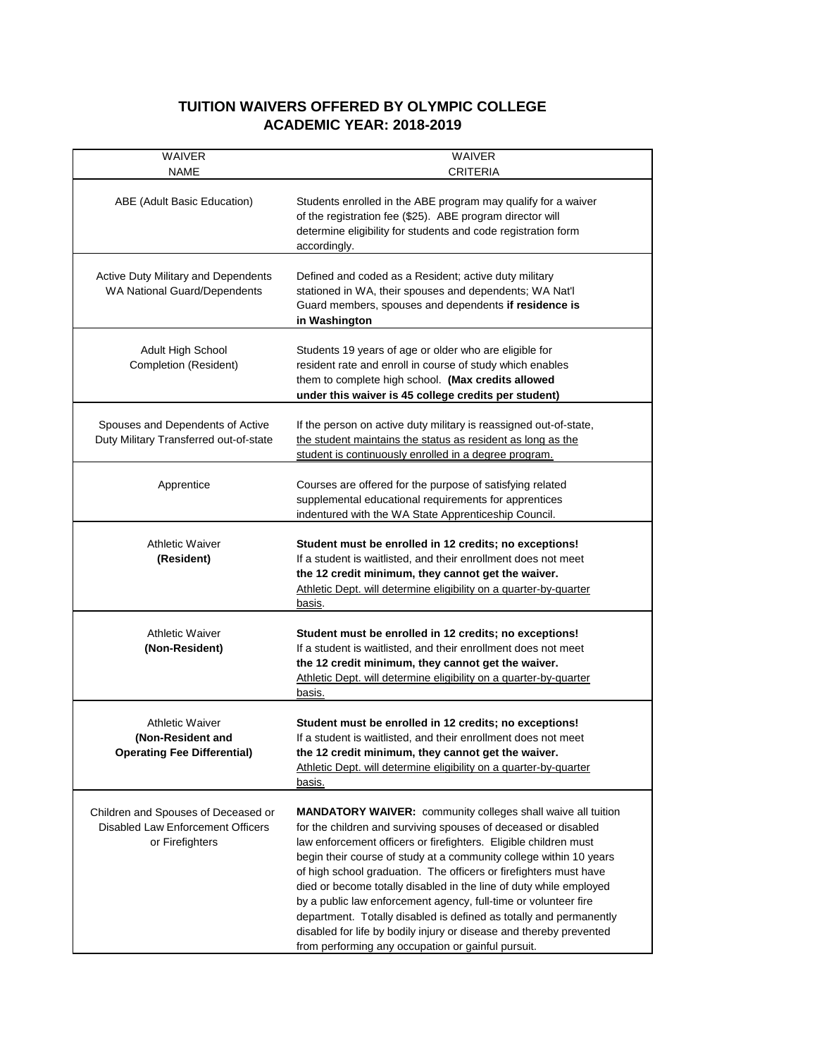# TUITION WAIVERS OFFERED BY OLYMPIC COLLEGE
# ACADEMIC YEAR: 2018-2019

| WAIVER NAME | WAIVER CRITERIA |
|---|---|
| ABE (Adult Basic Education) | Students enrolled in the ABE program may qualify for a waiver of the registration fee ($25). ABE program director will determine eligibility for students and code registration form accordingly. |
| Active Duty Military and Dependents WA National Guard/Dependents | Defined and coded as a Resident; active duty military stationed in WA, their spouses and dependents; WA Nat'l Guard members, spouses and dependents **if residence is in Washington** |
| Adult High School Completion (Resident) | Students 19 years of age or older who are eligible for resident rate and enroll in course of study which enables them to complete high school. **(Max credits allowed under this waiver is 45 college credits per student)** |
| Spouses and Dependents of Active Duty Military Transferred out-of-state | If the person on active duty military is reassigned out-of-state, the student maintains the status as resident as long as the student is continuously enrolled in a degree program. |
| Apprentice | Courses are offered for the purpose of satisfying related supplemental educational requirements for apprentices indentured with the WA State Apprenticeship Council. |
| Athletic Waiver **(Resident)** | **Student must be enrolled in 12 credits; no exceptions!** If a student is waitlisted, and their enrollment does not meet **the 12 credit minimum, they cannot get the waiver.** Athletic Dept. will determine eligibility on a quarter-by-quarter basis. |
| Athletic Waiver **(Non-Resident)** | **Student must be enrolled in 12 credits; no exceptions!** If a student is waitlisted, and their enrollment does not meet **the 12 credit minimum, they cannot get the waiver.** Athletic Dept. will determine eligibility on a quarter-by-quarter basis. |
| Athletic Waiver **(Non-Resident and Operating Fee Differential)** | **Student must be enrolled in 12 credits; no exceptions!** If a student is waitlisted, and their enrollment does not meet **the 12 credit minimum, they cannot get the waiver.** Athletic Dept. will determine eligibility on a quarter-by-quarter basis. |
| Children and Spouses of Deceased or Disabled Law Enforcement Officers or Firefighters | **MANDATORY WAIVER:** community colleges shall waive all tuition for the children and surviving spouses of deceased or disabled law enforcement officers or firefighters. Eligible children must begin their course of study at a community college within 10 years of high school graduation. The officers or firefighters must have died or become totally disabled in the line of duty while employed by a public law enforcement agency, full-time or volunteer fire department. Totally disabled is defined as totally and permanently disabled for life by bodily injury or disease and thereby prevented from performing any occupation or gainful pursuit. |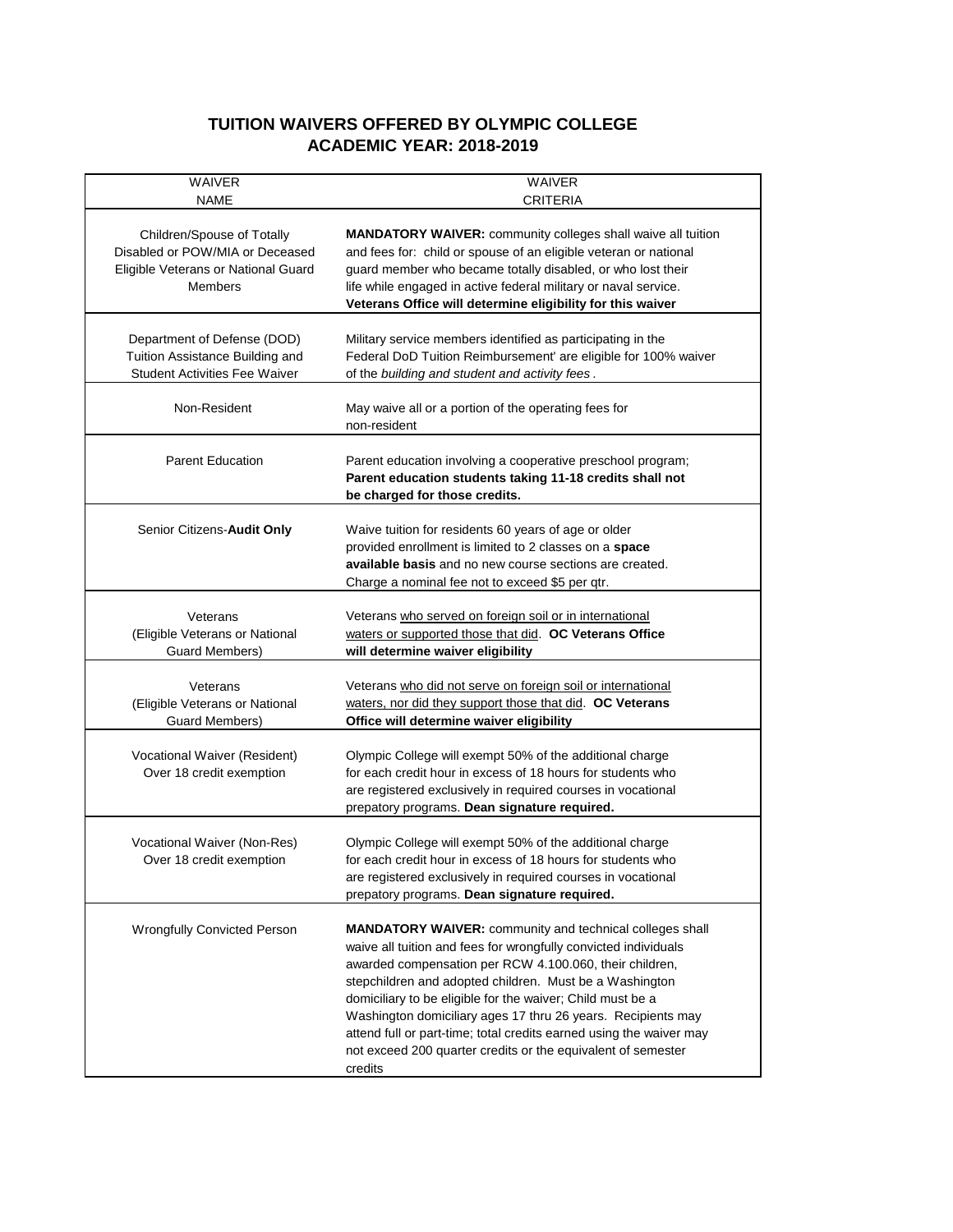# TUITION WAIVERS OFFERED BY OLYMPIC COLLEGE
## ACADEMIC YEAR: 2018-2019

| WAIVER NAME | WAIVER CRITERIA |
|---|---|
| Children/Spouse of Totally Disabled or POW/MIA or Deceased Eligible Veterans or National Guard Members | **MANDATORY WAIVER:** community colleges shall waive all tuition and fees for: child or spouse of an eligible veteran or national guard member who became totally disabled, or who lost their life while engaged in active federal military or naval service. **Veterans Office will determine eligibility for this waiver** |
| Department of Defense (DOD) Tuition Assistance Building and Student Activities Fee Waiver | Military service members identified as participating in the Federal DoD Tuition Reimbursement' are eligible for 100% waiver of the *building and student and activity fees*. |
| Non-Resident | May waive all or a portion of the operating fees for non-resident |
| Parent Education | Parent education involving a cooperative preschool program; **Parent education students taking 11-18 credits shall not be charged for those credits.** |
| Senior Citizens-**Audit Only** | Waive tuition for residents 60 years of age or older provided enrollment is limited to 2 classes on a **space available basis** and no new course sections are created. Charge a nominal fee not to exceed $5 per qtr. |
| Veterans (Eligible Veterans or National Guard Members) | Veterans who served on foreign soil or in international waters or supported those that did. **OC Veterans Office will determine waiver eligibility** |
| Veterans (Eligible Veterans or National Guard Members) | Veterans who did not serve on foreign soil or international waters, nor did they support those that did. **OC Veterans Office will determine waiver eligibility** |
| Vocational Waiver (Resident) Over 18 credit exemption | Olympic College will exempt 50% of the additional charge for each credit hour in excess of 18 hours for students who are registered exclusively in required courses in vocational prepatory programs. **Dean signature required.** |
| Vocational Waiver (Non-Res) Over 18 credit exemption | Olympic College will exempt 50% of the additional charge for each credit hour in excess of 18 hours for students who are registered exclusively in required courses in vocational prepatory programs. **Dean signature required.** |
| Wrongfully Convicted Person | **MANDATORY WAIVER:** community and technical colleges shall waive all tuition and fees for wrongfully convicted individuals awarded compensation per RCW 4.100.060, their children, stepchildren and adopted children. Must be a Washington domiciliary to be eligible for the waiver; Child must be a Washington domiciliary ages 17 thru 26 years. Recipients may attend full or part-time; total credits earned using the waiver may not exceed 200 quarter credits or the equivalent of semester credits |